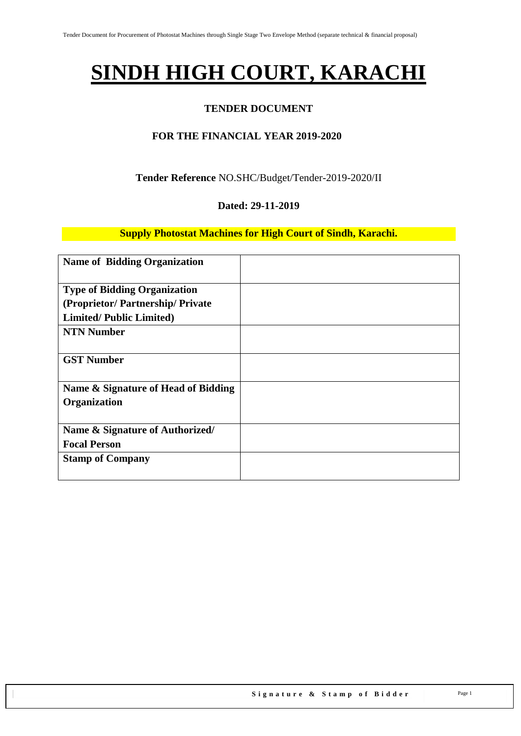# SINDH HIGH COURT, KARACHI

## TENDER DOCUMENT

### FOR THE FINANCIAL YEAR 2019-2020

**Tender Reference** NO.SHC/Budget/Tender-2019-2020/II

**Dated: 29-11-2019**

**Supply Photostat Machines for High Court of Sindh, Karachi.**

| | |
|---|---|
| **Name of Bidding Organization** | |
| **Type of Bidding Organization (Proprietor/ Partnership/ Private Limited/ Public Limited)** | |
| **NTN Number** | |
| **GST Number** | |
| **Name & Signature of Head of Bidding Organization** | |
| **Name & Signature of Authorized/ Focal Person** | |
| **Stamp of Company** | |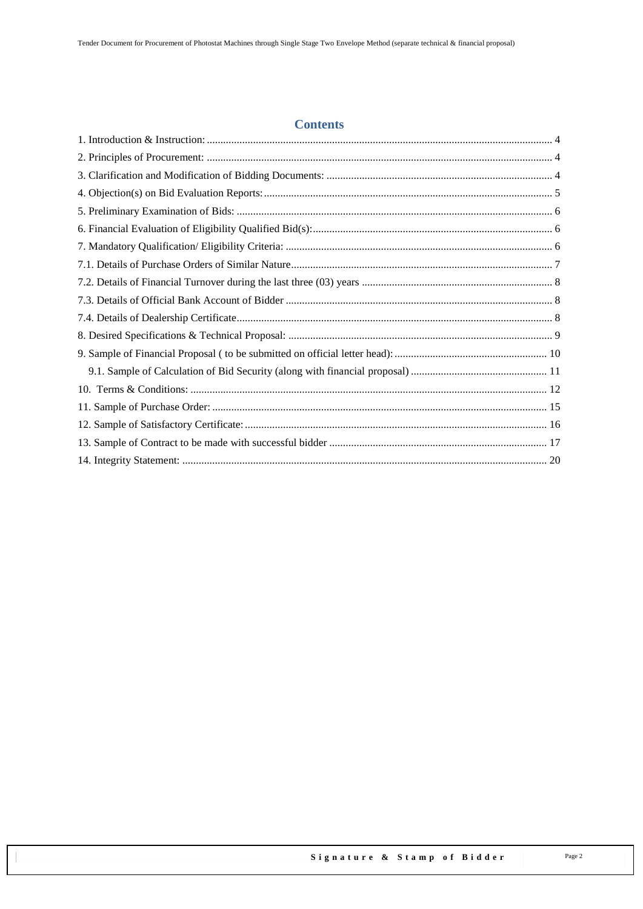## Contents

1. Introduction & Instruction: ..... 4
2. Principles of Procurement: ..... 4
3. Clarification and Modification of Bidding Documents: ..... 4
4. Objection(s) on Bid Evaluation Reports: ..... 5
5. Preliminary Examination of Bids: ..... 6
6. Financial Evaluation of Eligibility Qualified Bid(s): ..... 6
7. Mandatory Qualification/ Eligibility Criteria: ..... 6

7.1. Details of Purchase Orders of Similar Nature ..... 7

7.2. Details of Financial Turnover during the last three (03) years ..... 8

7.3. Details of Official Bank Account of Bidder ..... 8

7.4. Details of Dealership Certificate ..... 8

8. Desired Specifications & Technical Proposal: ..... 9
9. Sample of Financial Proposal ( to be submitted on official letter head): ..... 10

9.1. Sample of Calculation of Bid Security (along with financial proposal) ..... 11

10. Terms & Conditions: ..... 12
11. Sample of Purchase Order: ..... 15
12. Sample of Satisfactory Certificate: ..... 16
13. Sample of Contract to be made with successful bidder ..... 17
14. Integrity Statement: ..... 20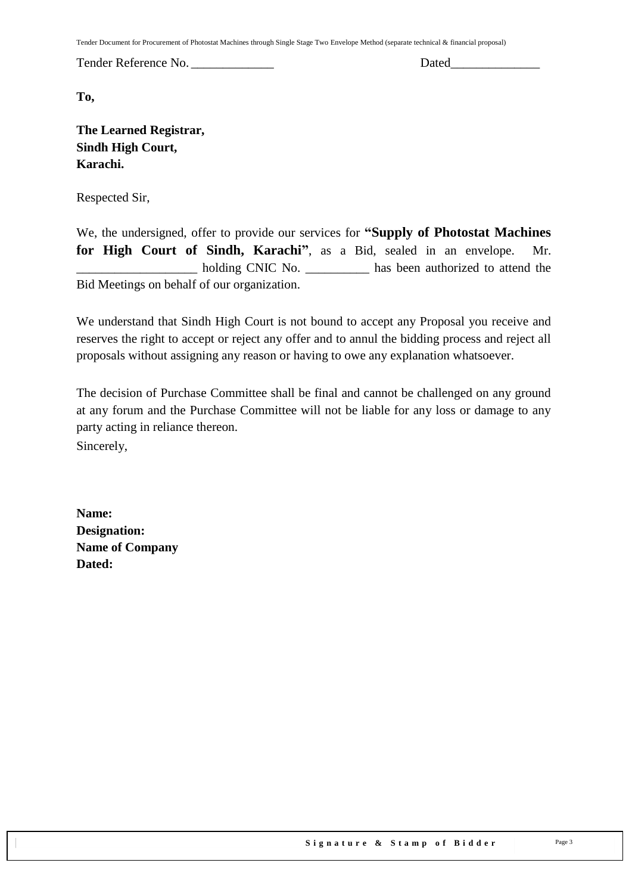Tender Reference No. _____________ Dated______________

**To,**

**The Learned Registrar,**
**Sindh High Court,**
**Karachi.**

Respected Sir,

We, the undersigned, offer to provide our services for **"Supply of Photostat Machines for High Court of Sindh, Karachi"**, as a Bid, sealed in an envelope. Mr. ___________________ holding CNIC No. __________ has been authorized to attend the Bid Meetings on behalf of our organization.

We understand that Sindh High Court is not bound to accept any Proposal you receive and reserves the right to accept or reject any offer and to annul the bidding process and reject all proposals without assigning any reason or having to owe any explanation whatsoever.

The decision of Purchase Committee shall be final and cannot be challenged on any ground at any forum and the Purchase Committee will not be liable for any loss or damage to any party acting in reliance thereon.

Sincerely,

**Name:**
**Designation:**
**Name of Company**
**Dated:**

**Signature & Stamp of Bidder**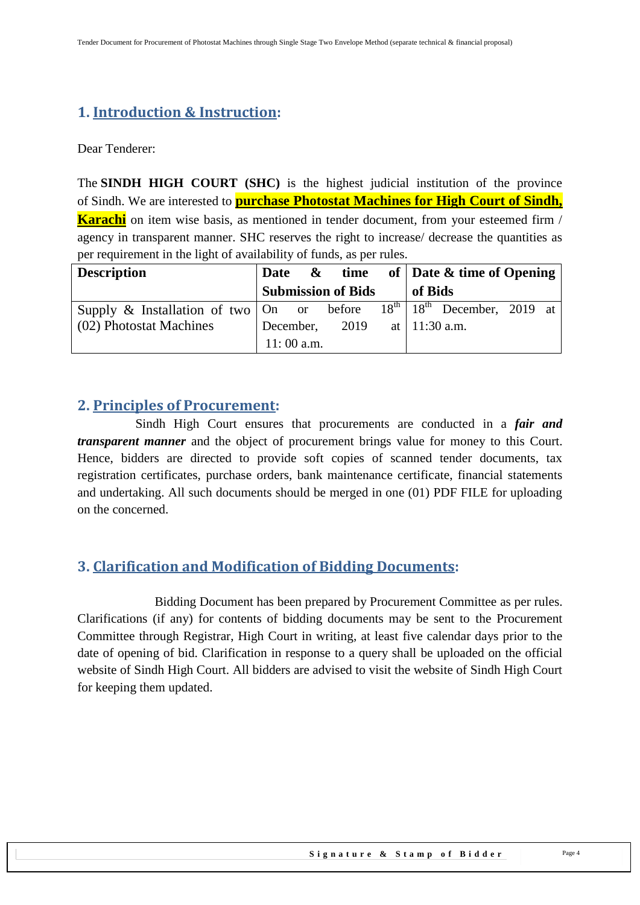## 1. Introduction & Instruction:

Dear Tenderer:

The **SINDH HIGH COURT (SHC)** is the highest judicial institution of the province of Sindh. We are interested to **purchase Photostat Machines for High Court of Sindh, Karachi** on item wise basis, as mentioned in tender document, from your esteemed firm / agency in transparent manner. SHC reserves the right to increase/ decrease the quantities as per requirement in the light of availability of funds, as per rules.

| **Description** | **Date & time of Submission of Bids** | **Date & time of Opening of Bids** |
|---|---|---|
| Supply & Installation of two (02) Photostat Machines | On or before 18th December, 2019 at 11: 00 a.m. | 18th December, 2019 at 11:30 a.m. |

## 2. Principles of Procurement:

Sindh High Court ensures that procurements are conducted in a ***fair and transparent manner*** and the object of procurement brings value for money to this Court. Hence, bidders are directed to provide soft copies of scanned tender documents, tax registration certificates, purchase orders, bank maintenance certificate, financial statements and undertaking. All such documents should be merged in one (01) PDF FILE for uploading on the concerned.

## 3. Clarification and Modification of Bidding Documents:

Bidding Document has been prepared by Procurement Committee as per rules. Clarifications (if any) for contents of bidding documents may be sent to the Procurement Committee through Registrar, High Court in writing, at least five calendar days prior to the date of opening of bid. Clarification in response to a query shall be uploaded on the official website of Sindh High Court. All bidders are advised to visit the website of Sindh High Court for keeping them updated.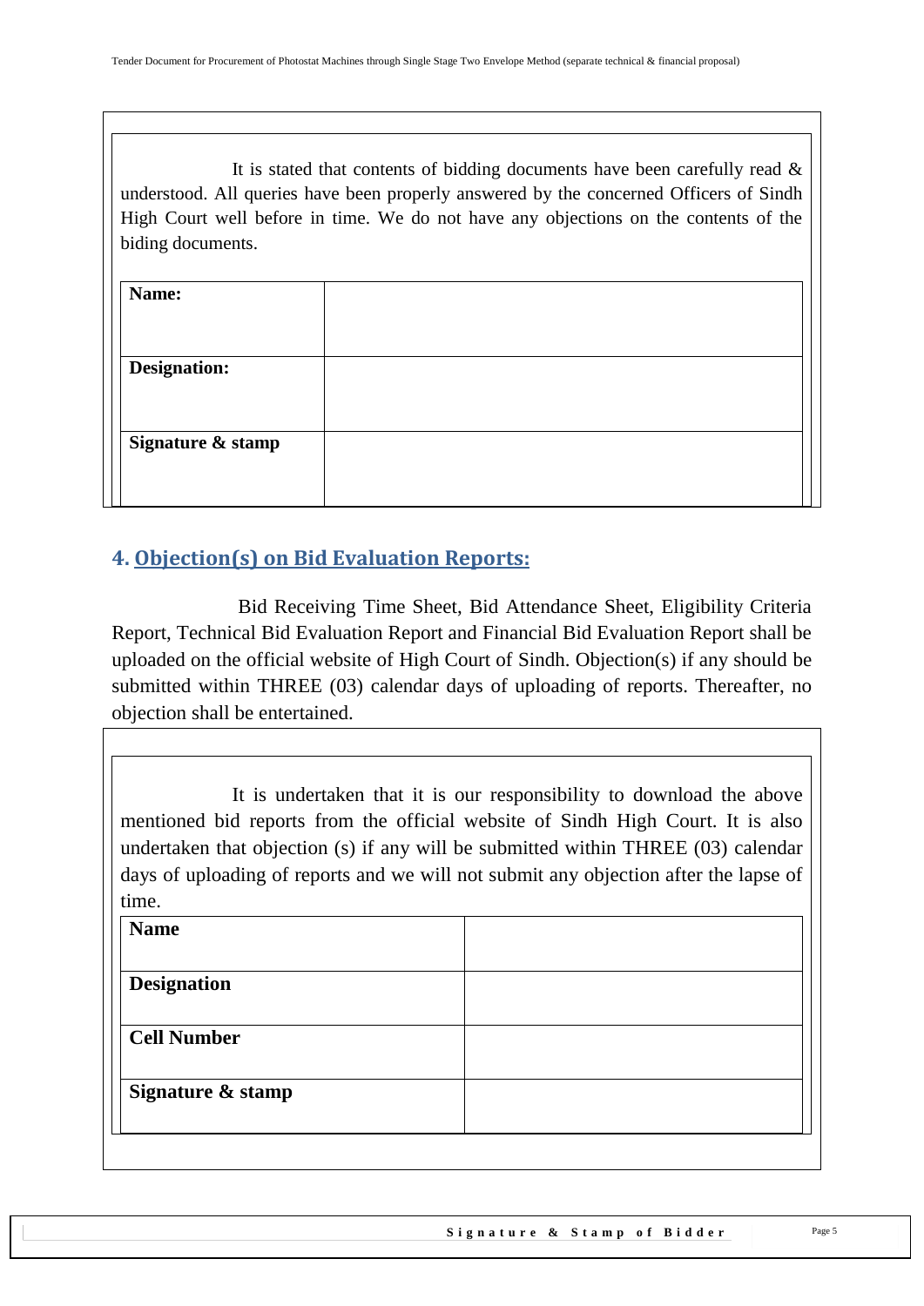It is stated that contents of bidding documents have been carefully read & understood. All queries have been properly answered by the concerned Officers of Sindh High Court well before in time. We do not have any objections on the contents of the biding documents.

| **Name:** | |
|---|---|
| **Designation:** | |
| **Signature & stamp** | |

## 4. Objection(s) on Bid Evaluation Reports:

Bid Receiving Time Sheet, Bid Attendance Sheet, Eligibility Criteria Report, Technical Bid Evaluation Report and Financial Bid Evaluation Report shall be uploaded on the official website of High Court of Sindh. Objection(s) if any should be submitted within THREE (03) calendar days of uploading of reports. Thereafter, no objection shall be entertained.

It is undertaken that it is our responsibility to download the above mentioned bid reports from the official website of Sindh High Court. It is also undertaken that objection (s) if any will be submitted within THREE (03) calendar days of uploading of reports and we will not submit any objection after the lapse of time.

| **Name** | |
|---|---|
| **Designation** | |
| **Cell Number** | |
| **Signature & stamp** | |

**Signature & Stamp of Bidder**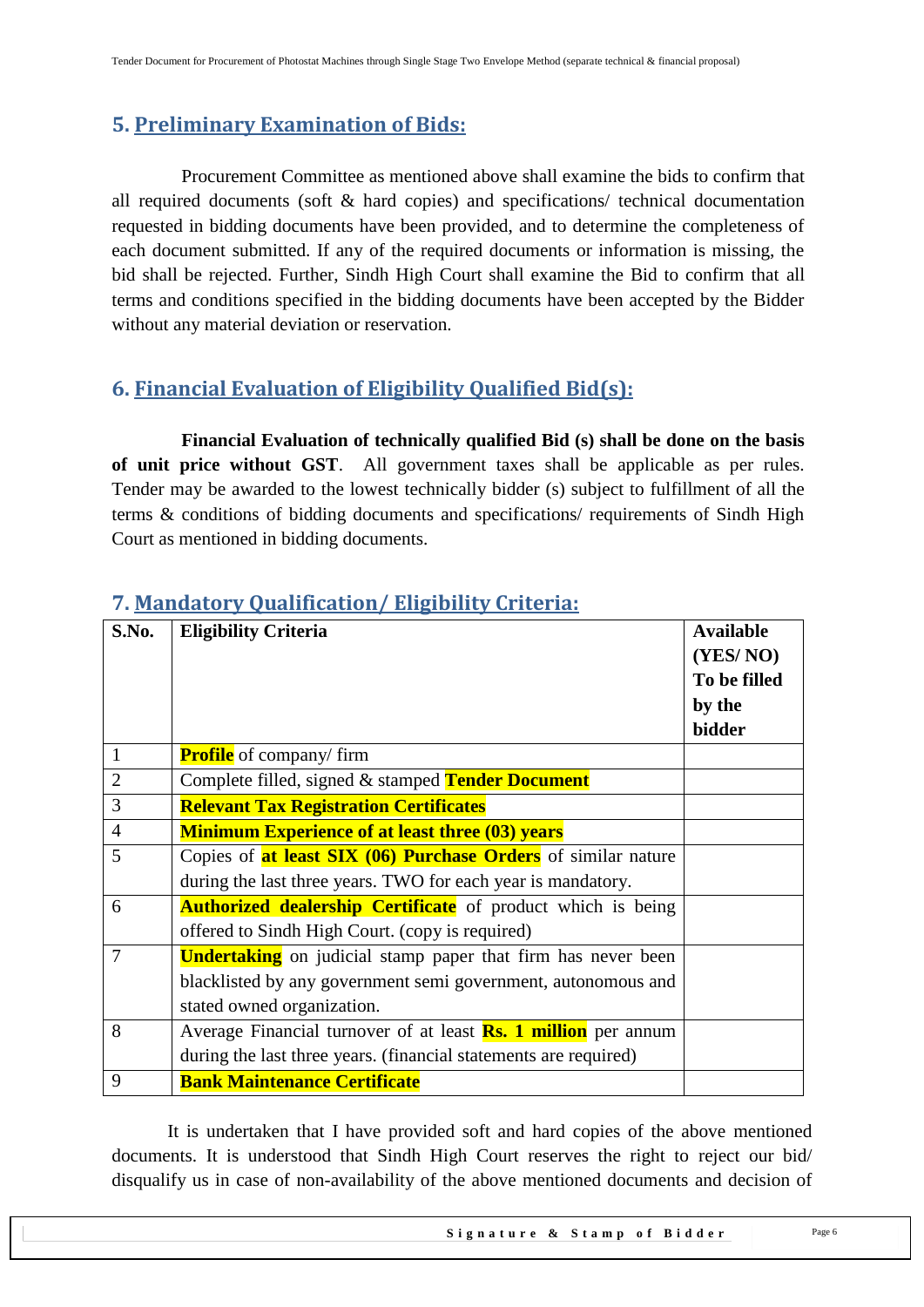## 5. Preliminary Examination of Bids:

Procurement Committee as mentioned above shall examine the bids to confirm that all required documents (soft & hard copies) and specifications/ technical documentation requested in bidding documents have been provided, and to determine the completeness of each document submitted. If any of the required documents or information is missing, the bid shall be rejected. Further, Sindh High Court shall examine the Bid to confirm that all terms and conditions specified in the bidding documents have been accepted by the Bidder without any material deviation or reservation.

## 6. Financial Evaluation of Eligibility Qualified Bid(s):

**Financial Evaluation of technically qualified Bid (s) shall be done on the basis of unit price without GST**. All government taxes shall be applicable as per rules. Tender may be awarded to the lowest technically bidder (s) subject to fulfillment of all the terms & conditions of bidding documents and specifications/ requirements of Sindh High Court as mentioned in bidding documents.

## 7. Mandatory Qualification/ Eligibility Criteria:

| S.No. | Eligibility Criteria | Available (YES/ NO) To be filled by the bidder |
|---|---|---|
| 1 | **Profile** of company/ firm | |
| 2 | Complete filled, signed & stamped **Tender Document** | |
| 3 | **Relevant Tax Registration Certificates** | |
| 4 | **Minimum Experience of at least three (03) years** | |
| 5 | Copies of **at least SIX (06) Purchase Orders** of similar nature during the last three years. TWO for each year is mandatory. | |
| 6 | **Authorized dealership Certificate** of product which is being offered to Sindh High Court. (copy is required) | |
| 7 | **Undertaking** on judicial stamp paper that firm has never been blacklisted by any government semi government, autonomous and stated owned organization. | |
| 8 | Average Financial turnover of at least **Rs. 1 million** per annum during the last three years. (financial statements are required) | |
| 9 | **Bank Maintenance Certificate** | |

It is undertaken that I have provided soft and hard copies of the above mentioned documents. It is understood that Sindh High Court reserves the right to reject our bid/ disqualify us in case of non-availability of the above mentioned documents and decision of

Signature & Stamp of Bidder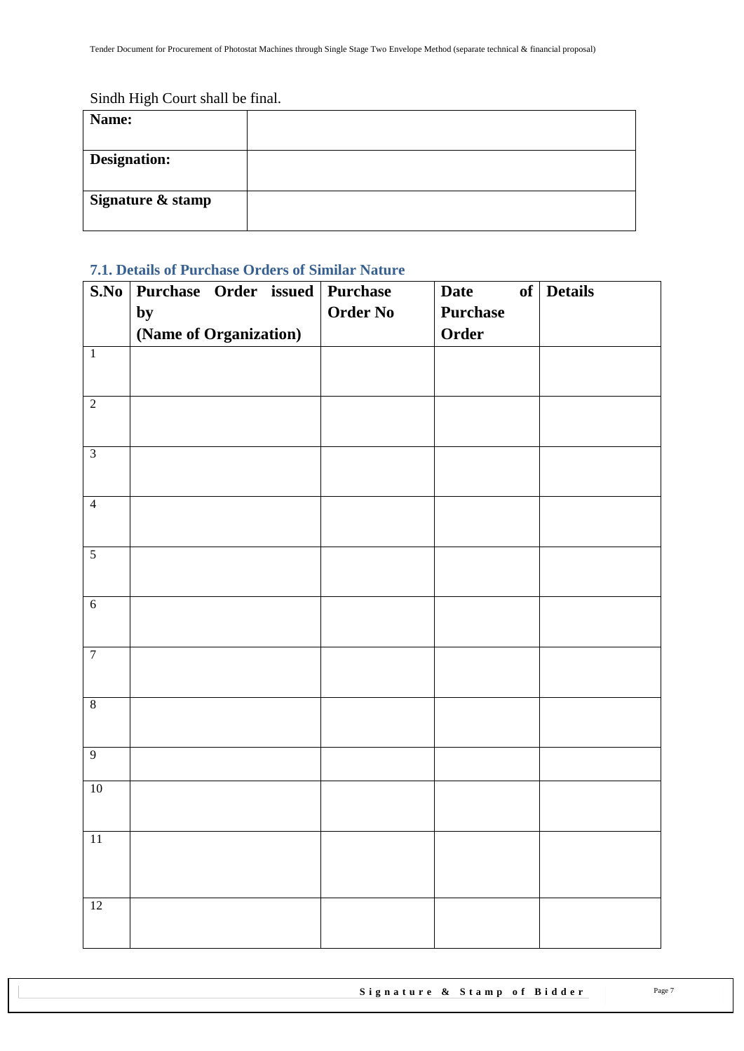Sindh High Court shall be final.

| Name: | |
|---|---|
| Designation: | |
| Signature & stamp | |

### 7.1. Details of Purchase Orders of Similar Nature

| S.No | Purchase Order issued by (Name of Organization) | Purchase Order No | Date of Purchase Order | Details |
|---|---|---|---|---|
| 1 | | | | |
| 2 | | | | |
| 3 | | | | |
| 4 | | | | |
| 5 | | | | |
| 6 | | | | |
| 7 | | | | |
| 8 | | | | |
| 9 | | | | |
| 10 | | | | |
| 11 | | | | |
| 12 | | | | |

Signature & Stamp of Bidder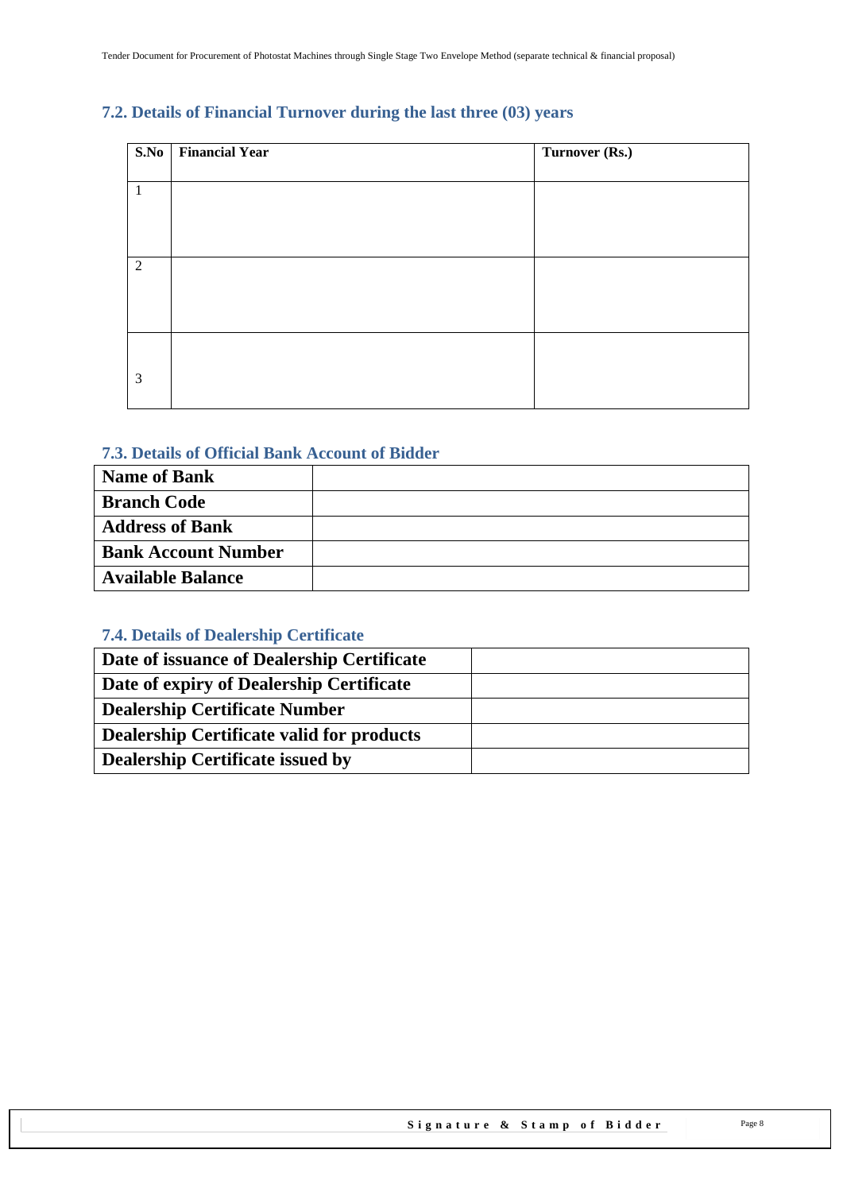## 7.2. Details of Financial Turnover during the last three (03) years

| S.No | Financial Year | Turnover (Rs.) |
|---|---|---|
| 1 | | |
| 2 | | |
| 3 | | |

## 7.3. Details of Official Bank Account of Bidder

| | |
|---|---|
| **Name of Bank** | |
| **Branch Code** | |
| **Address of Bank** | |
| **Bank Account Number** | |
| **Available Balance** | |

## 7.4. Details of Dealership Certificate

| | |
|---|---|
| **Date of issuance of Dealership Certificate** | |
| **Date of expiry of Dealership Certificate** | |
| **Dealership Certificate Number** | |
| **Dealership Certificate valid for products** | |
| **Dealership Certificate issued by** | |

**Signature & Stamp of Bidder**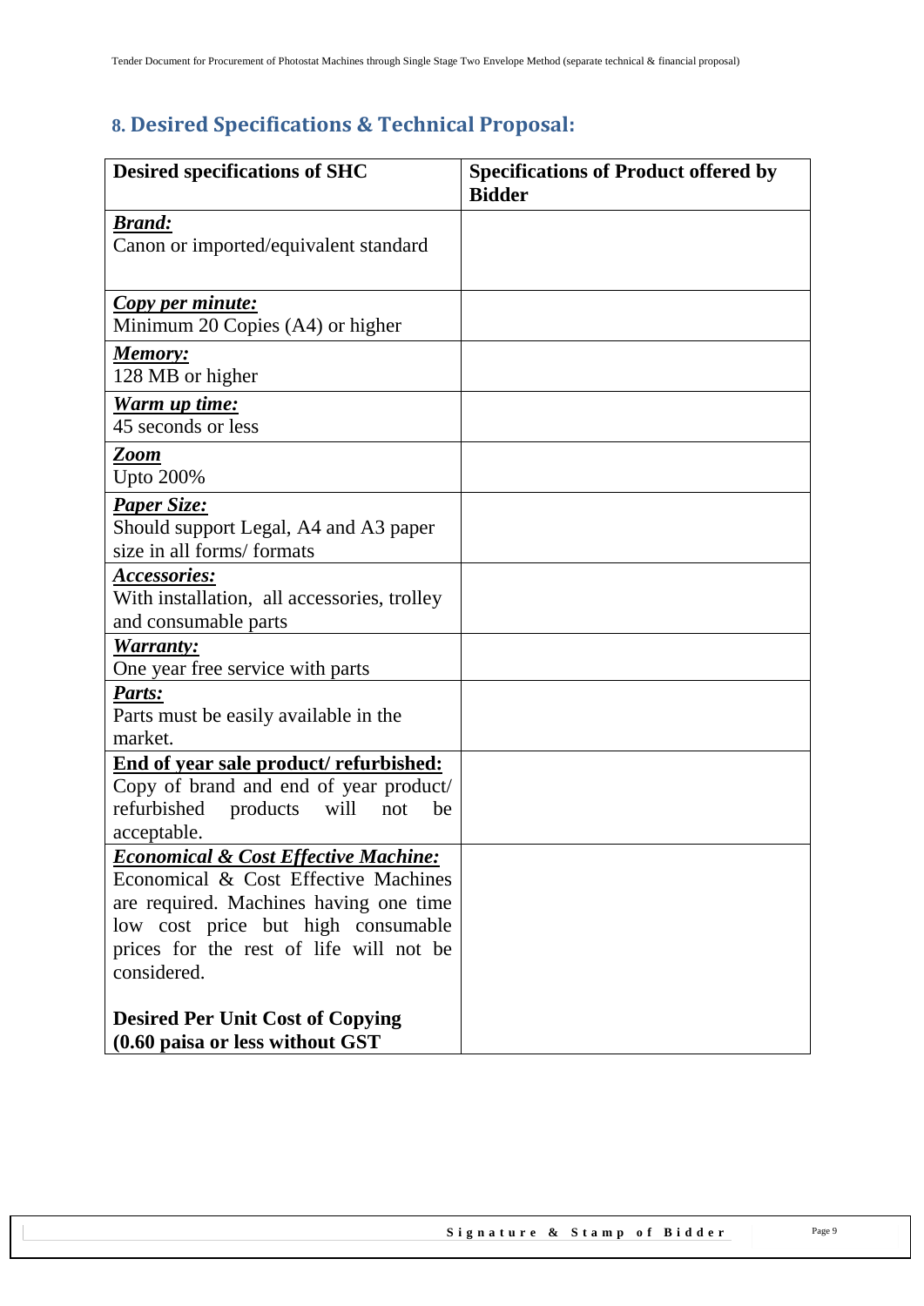## 8. Desired Specifications & Technical Proposal:

| Desired specifications of SHC | Specifications of Product offered by Bidder |
|---|---|
| ***Brand:*** Canon or imported/equivalent standard | |
| ***Copy per minute:*** Minimum 20 Copies (A4) or higher | |
| ***Memory:*** 128 MB or higher | |
| ***Warm up time:*** 45 seconds or less | |
| ***Zoom*** Upto 200% | |
| ***Paper Size:*** Should support Legal, A4 and A3 paper size in all forms/ formats | |
| ***Accessories:*** With installation, all accessories, trolley and consumable parts | |
| ***Warranty:*** One year free service with parts | |
| ***Parts:*** Parts must be easily available in the market. | |
| **End of year sale product/ refurbished:** Copy of brand and end of year product/ refurbished products will not be acceptable. | |
| ***Economical & Cost Effective Machine:*** Economical & Cost Effective Machines are required. Machines having one time low cost price but high consumable prices for the rest of life will not be considered. **Desired Per Unit Cost of Copying (0.60 paisa or less without GST** | |

**Signature & Stamp of Bidder**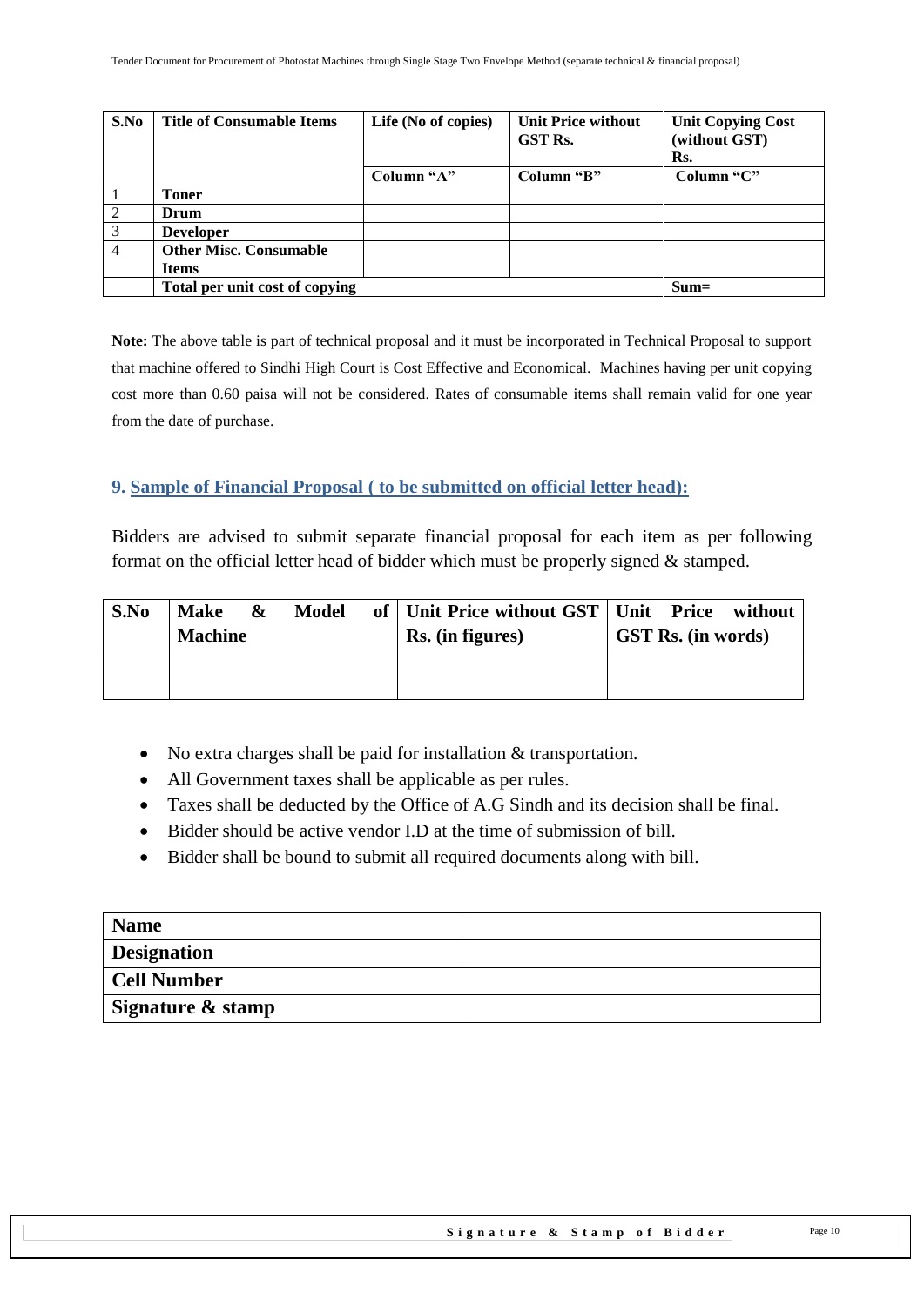| S.No | Title of Consumable Items | Life (No of copies) | Unit Price without GST Rs. | Unit Copying Cost (without GST) Rs. |
|---|---|---|---|---|
| | | Column "A" | Column "B" | Column "C" |
| 1 | **Toner** | | | |
| 2 | **Drum** | | | |
| 3 | **Developer** | | | |
| 4 | **Other Misc. Consumable Items** | | | |
| | **Total per unit cost of copying** | | | **Sum=** |

**Note:** The above table is part of technical proposal and it must be incorporated in Technical Proposal to support that machine offered to Sindhi High Court is Cost Effective and Economical. Machines having per unit copying cost more than 0.60 paisa will not be considered. Rates of consumable items shall remain valid for one year from the date of purchase.

## 9. Sample of Financial Proposal ( to be submitted on official letter head):

Bidders are advised to submit separate financial proposal for each item as per following format on the official letter head of bidder which must be properly signed & stamped.

| S.No | Make & Model of Machine | Unit Price without GST Rs. (in figures) | Unit Price without GST Rs. (in words) |
|---|---|---|---|
| | | | |

- No extra charges shall be paid for installation & transportation.
- All Government taxes shall be applicable as per rules.
- Taxes shall be deducted by the Office of A.G Sindh and its decision shall be final.
- Bidder should be active vendor I.D at the time of submission of bill.
- Bidder shall be bound to submit all required documents along with bill.

| **Name** | |
|---|---|
| **Designation** | |
| **Cell Number** | |
| **Signature & stamp** | |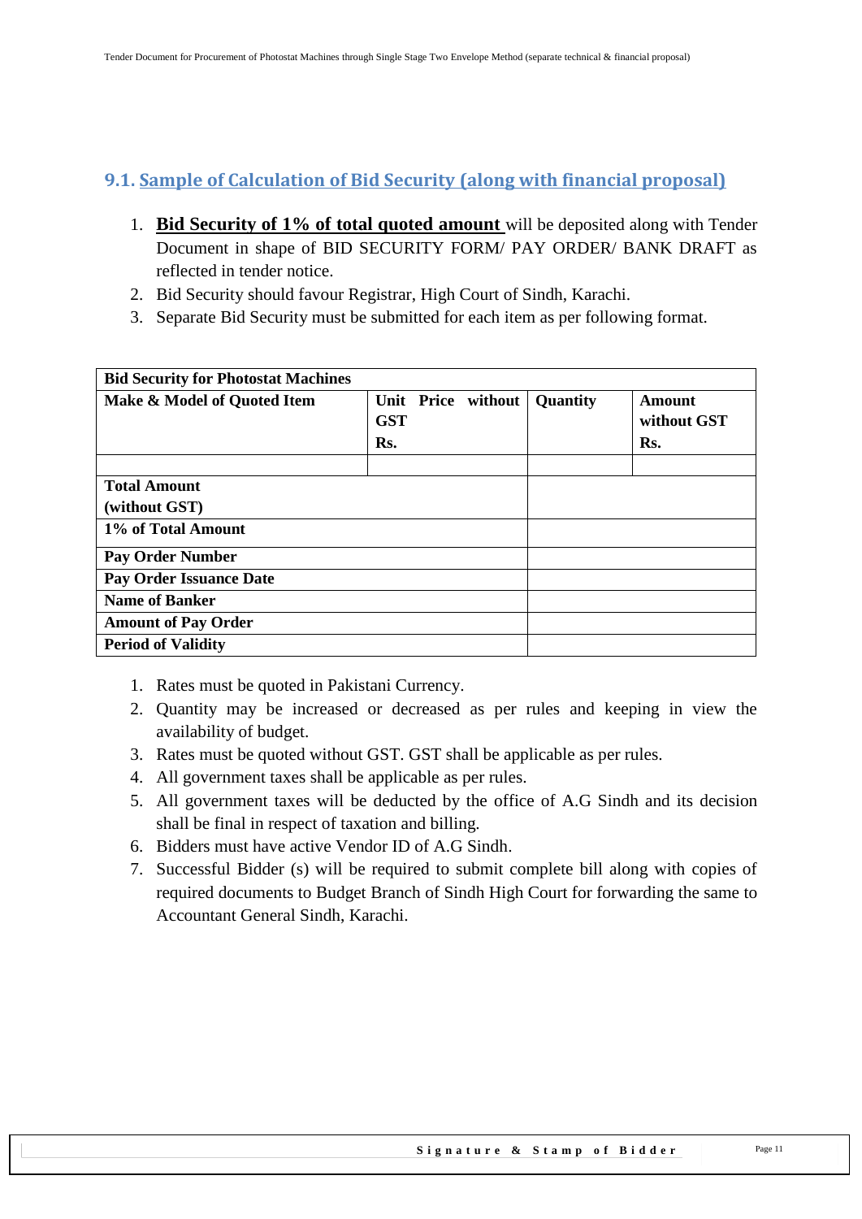## 9.1. Sample of Calculation of Bid Security (along with financial proposal)

1. **Bid Security of 1% of total quoted amount** will be deposited along with Tender Document in shape of BID SECURITY FORM/ PAY ORDER/ BANK DRAFT as reflected in tender notice.
2. Bid Security should favour Registrar, High Court of Sindh, Karachi.
3. Separate Bid Security must be submitted for each item as per following format.

| **Bid Security for Photostat Machines** | | | |
|---|---|---|---|
| **Make & Model of Quoted Item** | **Unit Price without GST Rs.** | **Quantity** | **Amount without GST Rs.** |
| | | | |
| **Total Amount (without GST)** | | | |
| **1% of Total Amount** | | | |
| **Pay Order Number** | | | |
| **Pay Order Issuance Date** | | | |
| **Name of Banker** | | | |
| **Amount of Pay Order** | | | |
| **Period of Validity** | | | |

1. Rates must be quoted in Pakistani Currency.
2. Quantity may be increased or decreased as per rules and keeping in view the availability of budget.
3. Rates must be quoted without GST. GST shall be applicable as per rules.
4. All government taxes shall be applicable as per rules.
5. All government taxes will be deducted by the office of A.G Sindh and its decision shall be final in respect of taxation and billing.
6. Bidders must have active Vendor ID of A.G Sindh.
7. Successful Bidder (s) will be required to submit complete bill along with copies of required documents to Budget Branch of Sindh High Court for forwarding the same to Accountant General Sindh, Karachi.

**Signature & Stamp of Bidder**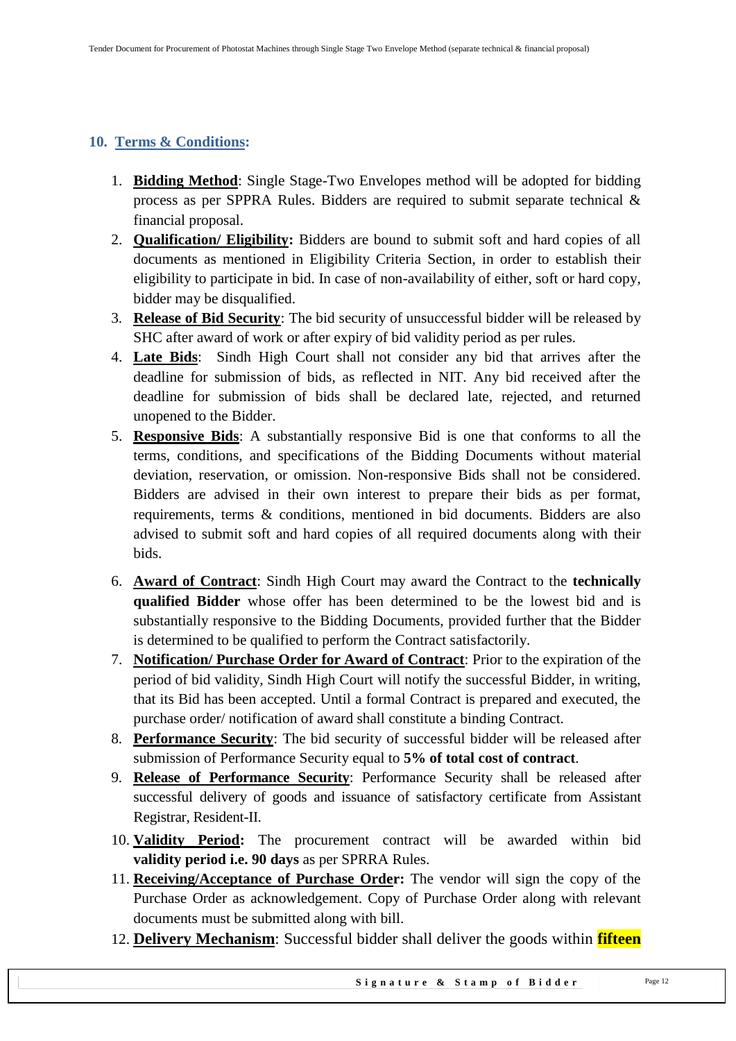## 10. Terms & Conditions:

1. **Bidding Method**: Single Stage-Two Envelopes method will be adopted for bidding process as per SPPRA Rules. Bidders are required to submit separate technical & financial proposal.
2. **Qualification/ Eligibility:** Bidders are bound to submit soft and hard copies of all documents as mentioned in Eligibility Criteria Section, in order to establish their eligibility to participate in bid. In case of non-availability of either, soft or hard copy, bidder may be disqualified.
3. **Release of Bid Security**: The bid security of unsuccessful bidder will be released by SHC after award of work or after expiry of bid validity period as per rules.
4. **Late Bids**: Sindh High Court shall not consider any bid that arrives after the deadline for submission of bids, as reflected in NIT. Any bid received after the deadline for submission of bids shall be declared late, rejected, and returned unopened to the Bidder.
5. **Responsive Bids**: A substantially responsive Bid is one that conforms to all the terms, conditions, and specifications of the Bidding Documents without material deviation, reservation, or omission. Non-responsive Bids shall not be considered. Bidders are advised in their own interest to prepare their bids as per format, requirements, terms & conditions, mentioned in bid documents. Bidders are also advised to submit soft and hard copies of all required documents along with their bids.
6. **Award of Contract**: Sindh High Court may award the Contract to the **technically qualified Bidder** whose offer has been determined to be the lowest bid and is substantially responsive to the Bidding Documents, provided further that the Bidder is determined to be qualified to perform the Contract satisfactorily.
7. **Notification/ Purchase Order for Award of Contract**: Prior to the expiration of the period of bid validity, Sindh High Court will notify the successful Bidder, in writing, that its Bid has been accepted. Until a formal Contract is prepared and executed, the purchase order/ notification of award shall constitute a binding Contract.
8. **Performance Security**: The bid security of successful bidder will be released after submission of Performance Security equal to **5% of total cost of contract**.
9. **Release of Performance Security**: Performance Security shall be released after successful delivery of goods and issuance of satisfactory certificate from Assistant Registrar, Resident-II.
10. **Validity Period:** The procurement contract will be awarded within bid **validity period i.e. 90 days** as per SPRRA Rules.
11. **Receiving/Acceptance of Purchase Order:** The vendor will sign the copy of the Purchase Order as acknowledgement. Copy of Purchase Order along with relevant documents must be submitted along with bill.
12. **Delivery Mechanism**: Successful bidder shall deliver the goods within **fifteen**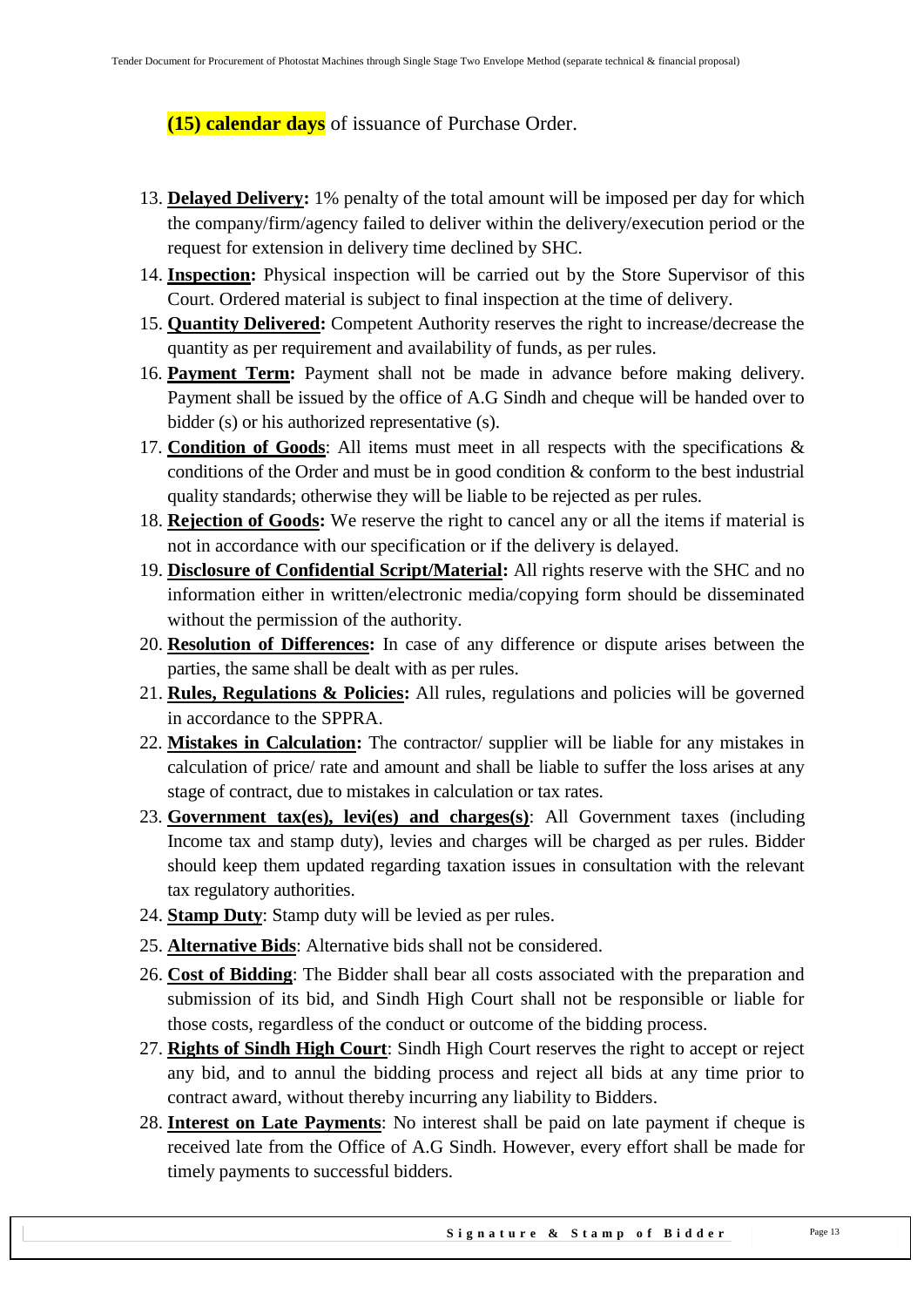**(15) calendar days** of issuance of Purchase Order.

13. **Delayed Delivery:** 1% penalty of the total amount will be imposed per day for which the company/firm/agency failed to deliver within the delivery/execution period or the request for extension in delivery time declined by SHC.
14. **Inspection:** Physical inspection will be carried out by the Store Supervisor of this Court. Ordered material is subject to final inspection at the time of delivery.
15. **Quantity Delivered:** Competent Authority reserves the right to increase/decrease the quantity as per requirement and availability of funds, as per rules.
16. **Payment Term:** Payment shall not be made in advance before making delivery. Payment shall be issued by the office of A.G Sindh and cheque will be handed over to bidder (s) or his authorized representative (s).
17. **Condition of Goods**: All items must meet in all respects with the specifications & conditions of the Order and must be in good condition & conform to the best industrial quality standards; otherwise they will be liable to be rejected as per rules.
18. **Rejection of Goods:** We reserve the right to cancel any or all the items if material is not in accordance with our specification or if the delivery is delayed.
19. **Disclosure of Confidential Script/Material:** All rights reserve with the SHC and no information either in written/electronic media/copying form should be disseminated without the permission of the authority.
20. **Resolution of Differences:** In case of any difference or dispute arises between the parties, the same shall be dealt with as per rules.
21. **Rules, Regulations & Policies:** All rules, regulations and policies will be governed in accordance to the SPPRA.
22. **Mistakes in Calculation:** The contractor/ supplier will be liable for any mistakes in calculation of price/ rate and amount and shall be liable to suffer the loss arises at any stage of contract, due to mistakes in calculation or tax rates.
23. **Government tax(es), levi(es) and charges(s)**: All Government taxes (including Income tax and stamp duty), levies and charges will be charged as per rules. Bidder should keep them updated regarding taxation issues in consultation with the relevant tax regulatory authorities.
24. **Stamp Duty**: Stamp duty will be levied as per rules.
25. **Alternative Bids**: Alternative bids shall not be considered.
26. **Cost of Bidding**: The Bidder shall bear all costs associated with the preparation and submission of its bid, and Sindh High Court shall not be responsible or liable for those costs, regardless of the conduct or outcome of the bidding process.
27. **Rights of Sindh High Court**: Sindh High Court reserves the right to accept or reject any bid, and to annul the bidding process and reject all bids at any time prior to contract award, without thereby incurring any liability to Bidders.
28. **Interest on Late Payments**: No interest shall be paid on late payment if cheque is received late from the Office of A.G Sindh. However, every effort shall be made for timely payments to successful bidders.

**Signature & Stamp of Bidder**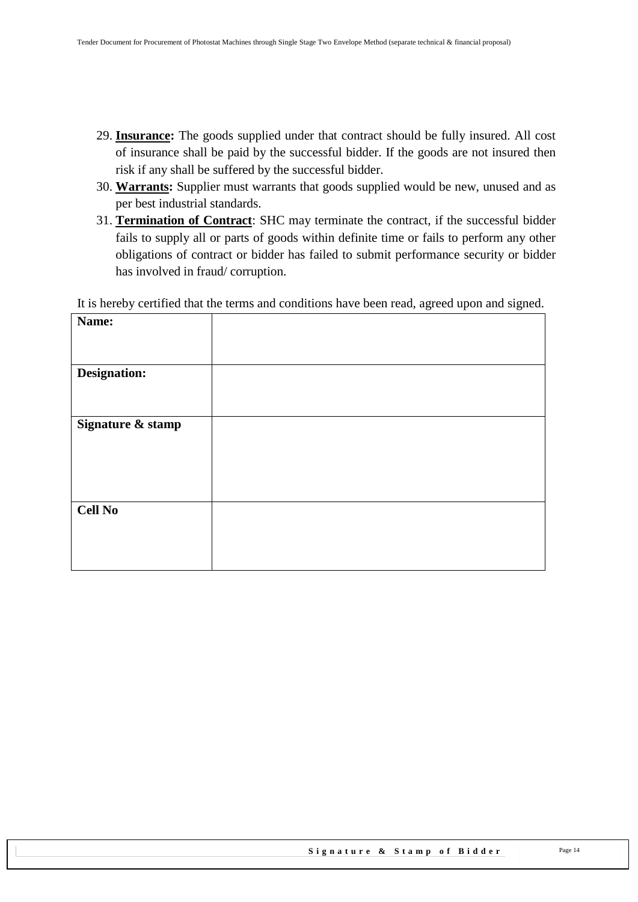29. **Insurance:** The goods supplied under that contract should be fully insured. All cost of insurance shall be paid by the successful bidder. If the goods are not insured then risk if any shall be suffered by the successful bidder.
30. **Warrants:** Supplier must warrants that goods supplied would be new, unused and as per best industrial standards.
31. **Termination of Contract**: SHC may terminate the contract, if the successful bidder fails to supply all or parts of goods within definite time or fails to perform any other obligations of contract or bidder has failed to submit performance security or bidder has involved in fraud/ corruption.

It is hereby certified that the terms and conditions have been read, agreed upon and signed.

| **Name:** | |
|---|---|
| **Designation:** | |
| **Signature & stamp** | |
| **Cell No** | |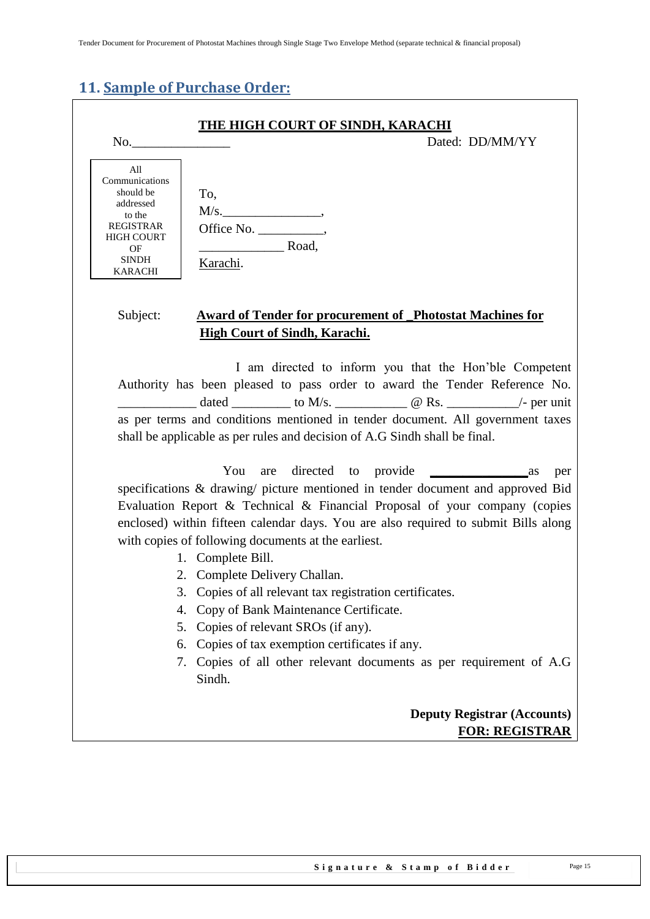## 11. Sample of Purchase Order:

**THE HIGH COURT OF SINDH, KARACHI**

No.________________ Dated: DD/MM/YY

All Communications should be addressed to the REGISTRAR HIGH COURT OF SINDH KARACHI

To,
M/s.________________,
Office No. __________,
_____________ Road,
Karachi.

Subject: **Award of Tender for procurement of _Photostat Machines for High Court of Sindh, Karachi.**

I am directed to inform you that the Hon'ble Competent Authority has been pleased to pass order to award the Tender Reference No. ____________ dated _________ to M/s. ___________ @ Rs. ___________/- per unit as per terms and conditions mentioned in tender document. All government taxes shall be applicable as per rules and decision of A.G Sindh shall be final.

You are directed to provide _______________ as per specifications & drawing/ picture mentioned in tender document and approved Bid Evaluation Report & Technical & Financial Proposal of your company (copies enclosed) within fifteen calendar days. You are also required to submit Bills along with copies of following documents at the earliest.

1. Complete Bill.
2. Complete Delivery Challan.
3. Copies of all relevant tax registration certificates.
4. Copy of Bank Maintenance Certificate.
5. Copies of relevant SROs (if any).
6. Copies of tax exemption certificates if any.
7. Copies of all other relevant documents as per requirement of A.G Sindh.

**Deputy Registrar (Accounts)**
**FOR: REGISTRAR**

Signature & Stamp of Bidder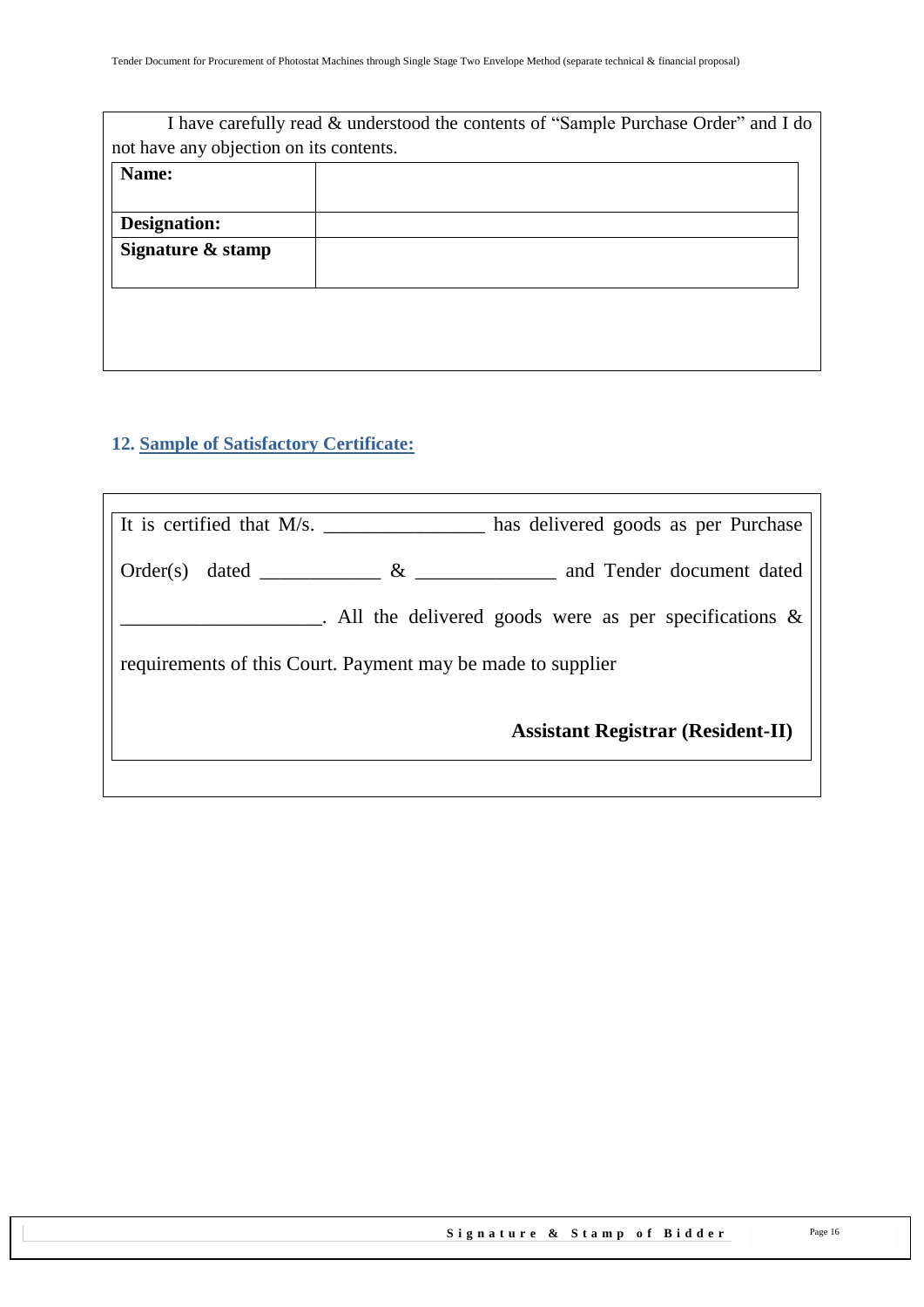I have carefully read & understood the contents of "Sample Purchase Order" and I do not have any objection on its contents.

| Name: | |
|---|---|
| Designation: | |
| Signature & stamp | |

## 12. Sample of Satisfactory Certificate:

It is certified that M/s. ________________ has delivered goods as per Purchase Order(s) dated ____________ & ______________ and Tender document dated ____________________. All the delivered goods were as per specifications & requirements of this Court. Payment may be made to supplier

**Assistant Registrar (Resident-II)**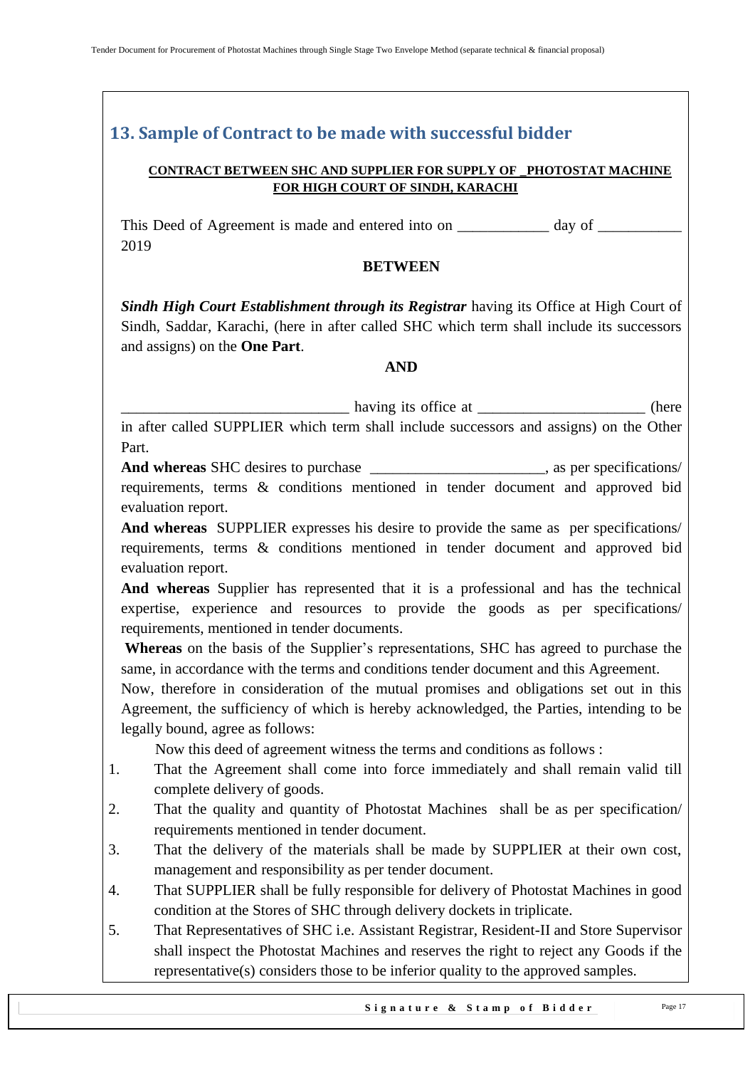## 13. Sample of Contract to be made with successful bidder

**CONTRACT BETWEEN SHC AND SUPPLIER FOR SUPPLY OF _PHOTOSTAT MACHINE FOR HIGH COURT OF SINDH, KARACHI**

This Deed of Agreement is made and entered into on ____________ day of ___________ 2019

**BETWEEN**

***Sindh High Court Establishment through its Registrar*** having its Office at High Court of Sindh, Saddar, Karachi, (here in after called SHC which term shall include its successors and assigns) on the **One Part**.

**AND**

______________________________ having its office at ______________________ (here in after called SUPPLIER which term shall include successors and assigns) on the Other Part.

**And whereas** SHC desires to purchase _______________________, as per specifications/ requirements, terms & conditions mentioned in tender document and approved bid evaluation report.

**And whereas** SUPPLIER expresses his desire to provide the same as per specifications/ requirements, terms & conditions mentioned in tender document and approved bid evaluation report.

**And whereas** Supplier has represented that it is a professional and has the technical expertise, experience and resources to provide the goods as per specifications/ requirements, mentioned in tender documents.

**Whereas** on the basis of the Supplier's representations, SHC has agreed to purchase the same, in accordance with the terms and conditions tender document and this Agreement.

Now, therefore in consideration of the mutual promises and obligations set out in this Agreement, the sufficiency of which is hereby acknowledged, the Parties, intending to be legally bound, agree as follows:

Now this deed of agreement witness the terms and conditions as follows :

1. That the Agreement shall come into force immediately and shall remain valid till complete delivery of goods.
2. That the quality and quantity of Photostat Machines shall be as per specification/ requirements mentioned in tender document.
3. That the delivery of the materials shall be made by SUPPLIER at their own cost, management and responsibility as per tender document.
4. That SUPPLIER shall be fully responsible for delivery of Photostat Machines in good condition at the Stores of SHC through delivery dockets in triplicate.
5. That Representatives of SHC i.e. Assistant Registrar, Resident-II and Store Supervisor shall inspect the Photostat Machines and reserves the right to reject any Goods if the representative(s) considers those to be inferior quality to the approved samples.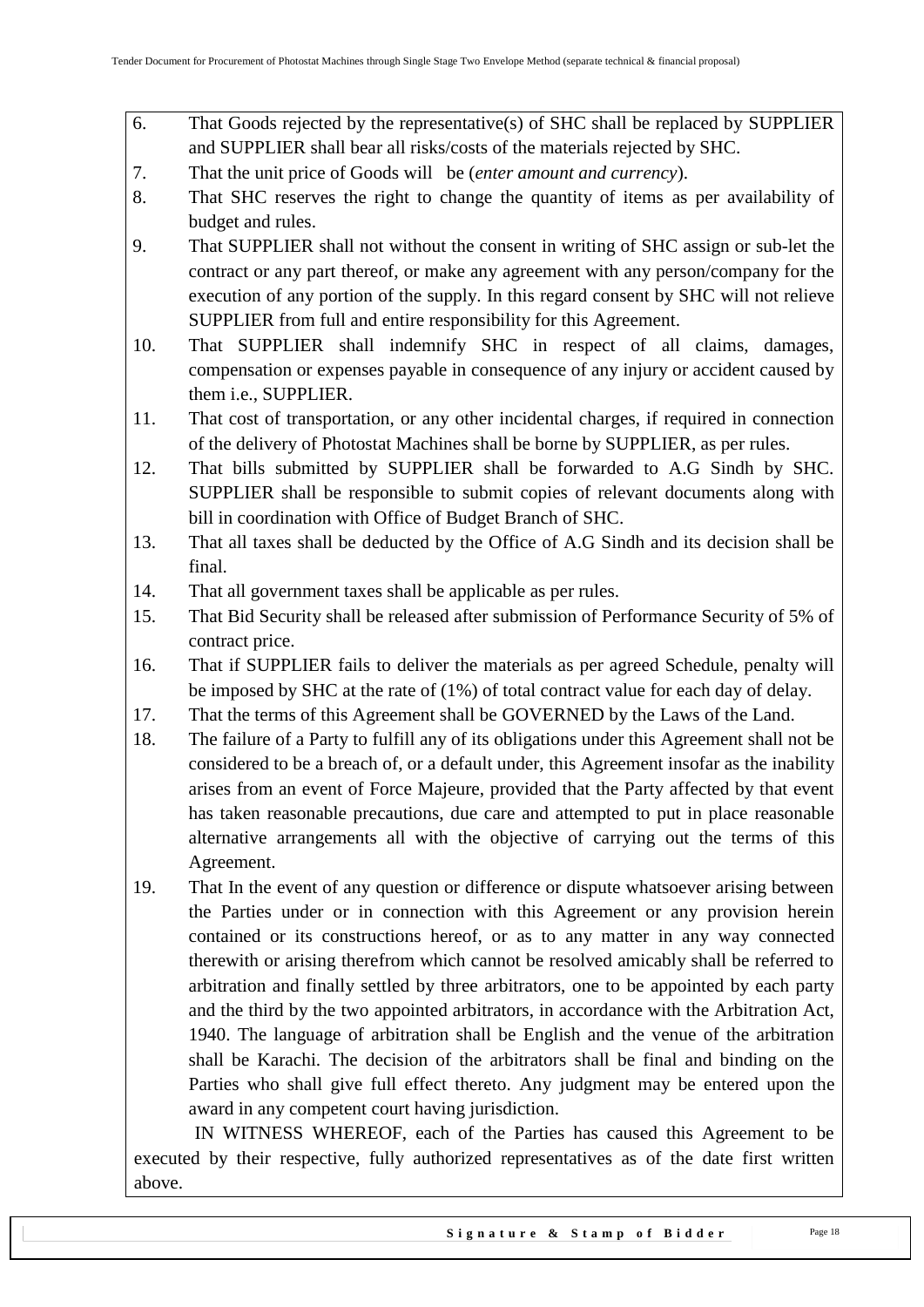6. That Goods rejected by the representative(s) of SHC shall be replaced by SUPPLIER and SUPPLIER shall bear all risks/costs of the materials rejected by SHC.
7. That the unit price of Goods will be (*enter amount and currency*).
8. That SHC reserves the right to change the quantity of items as per availability of budget and rules.
9. That SUPPLIER shall not without the consent in writing of SHC assign or sub-let the contract or any part thereof, or make any agreement with any person/company for the execution of any portion of the supply. In this regard consent by SHC will not relieve SUPPLIER from full and entire responsibility for this Agreement.
10. That SUPPLIER shall indemnify SHC in respect of all claims, damages, compensation or expenses payable in consequence of any injury or accident caused by them i.e., SUPPLIER.
11. That cost of transportation, or any other incidental charges, if required in connection of the delivery of Photostat Machines shall be borne by SUPPLIER, as per rules.
12. That bills submitted by SUPPLIER shall be forwarded to A.G Sindh by SHC. SUPPLIER shall be responsible to submit copies of relevant documents along with bill in coordination with Office of Budget Branch of SHC.
13. That all taxes shall be deducted by the Office of A.G Sindh and its decision shall be final.
14. That all government taxes shall be applicable as per rules.
15. That Bid Security shall be released after submission of Performance Security of 5% of contract price.
16. That if SUPPLIER fails to deliver the materials as per agreed Schedule, penalty will be imposed by SHC at the rate of (1%) of total contract value for each day of delay.
17. That the terms of this Agreement shall be GOVERNED by the Laws of the Land.
18. The failure of a Party to fulfill any of its obligations under this Agreement shall not be considered to be a breach of, or a default under, this Agreement insofar as the inability arises from an event of Force Majeure, provided that the Party affected by that event has taken reasonable precautions, due care and attempted to put in place reasonable alternative arrangements all with the objective of carrying out the terms of this Agreement.
19. That In the event of any question or difference or dispute whatsoever arising between the Parties under or in connection with this Agreement or any provision herein contained or its constructions hereof, or as to any matter in any way connected therewith or arising therefrom which cannot be resolved amicably shall be referred to arbitration and finally settled by three arbitrators, one to be appointed by each party and the third by the two appointed arbitrators, in accordance with the Arbitration Act, 1940. The language of arbitration shall be English and the venue of the arbitration shall be Karachi. The decision of the arbitrators shall be final and binding on the Parties who shall give full effect thereto. Any judgment may be entered upon the award in any competent court having jurisdiction.

IN WITNESS WHEREOF, each of the Parties has caused this Agreement to be executed by their respective, fully authorized representatives as of the date first written above.

**Signature & Stamp of Bidder**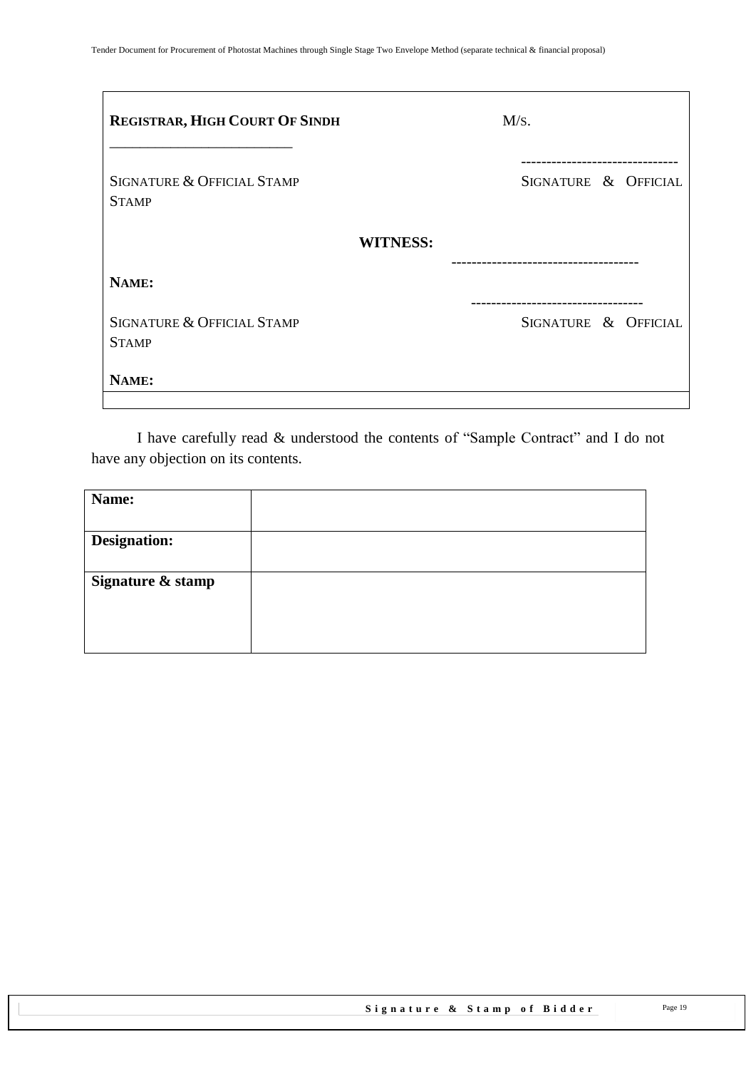| **REGISTRAR, HIGH COURT OF SINDH** | M/S. |
|---|---|
| \_\_\_\_\_\_\_\_\_\_\_\_\_\_\_\_\_\_\_\_\_\_\_\_\_ | ------------------------------- |
| SIGNATURE & OFFICIAL STAMP | SIGNATURE & OFFICIAL STAMP |
| **WITNESS:** | ------------------------------------ |
| **NAME:** | ---------------------------------- |
| SIGNATURE & OFFICIAL STAMP | SIGNATURE & OFFICIAL |
| **NAME:** | |

I have carefully read & understood the contents of "Sample Contract" and I do not have any objection on its contents.

| **Name:** | |
|---|---|
| **Designation:** | |
| **Signature & stamp** | |

**Signature & Stamp of Bidder**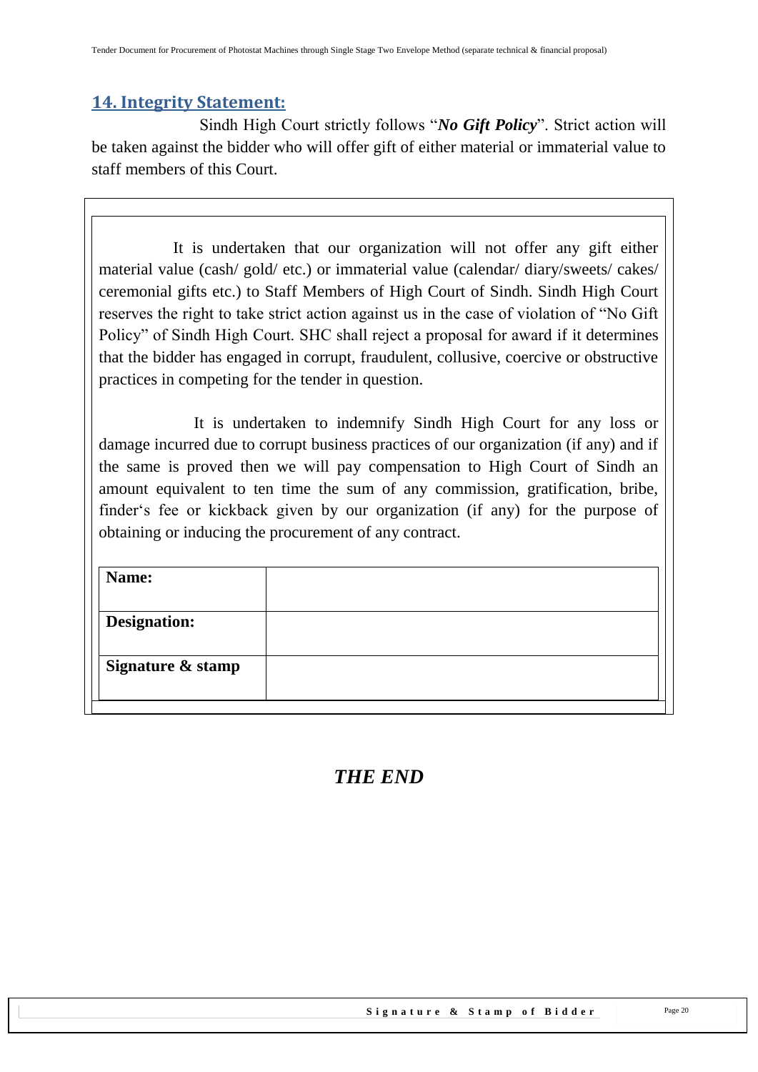## 14. Integrity Statement:

Sindh High Court strictly follows "***No Gift Policy***". Strict action will be taken against the bidder who will offer gift of either material or immaterial value to staff members of this Court.

It is undertaken that our organization will not offer any gift either material value (cash/ gold/ etc.) or immaterial value (calendar/ diary/sweets/ cakes/ ceremonial gifts etc.) to Staff Members of High Court of Sindh. Sindh High Court reserves the right to take strict action against us in the case of violation of "No Gift Policy" of Sindh High Court. SHC shall reject a proposal for award if it determines that the bidder has engaged in corrupt, fraudulent, collusive, coercive or obstructive practices in competing for the tender in question.

It is undertaken to indemnify Sindh High Court for any loss or damage incurred due to corrupt business practices of our organization (if any) and if the same is proved then we will pay compensation to High Court of Sindh an amount equivalent to ten time the sum of any commission, gratification, bribe, finder's fee or kickback given by our organization (if any) for the purpose of obtaining or inducing the procurement of any contract.

| | |
|---|---|
| **Name:** | |
| **Designation:** | |
| **Signature & stamp** | |

***THE END***

**Signature & Stamp of Bidder**